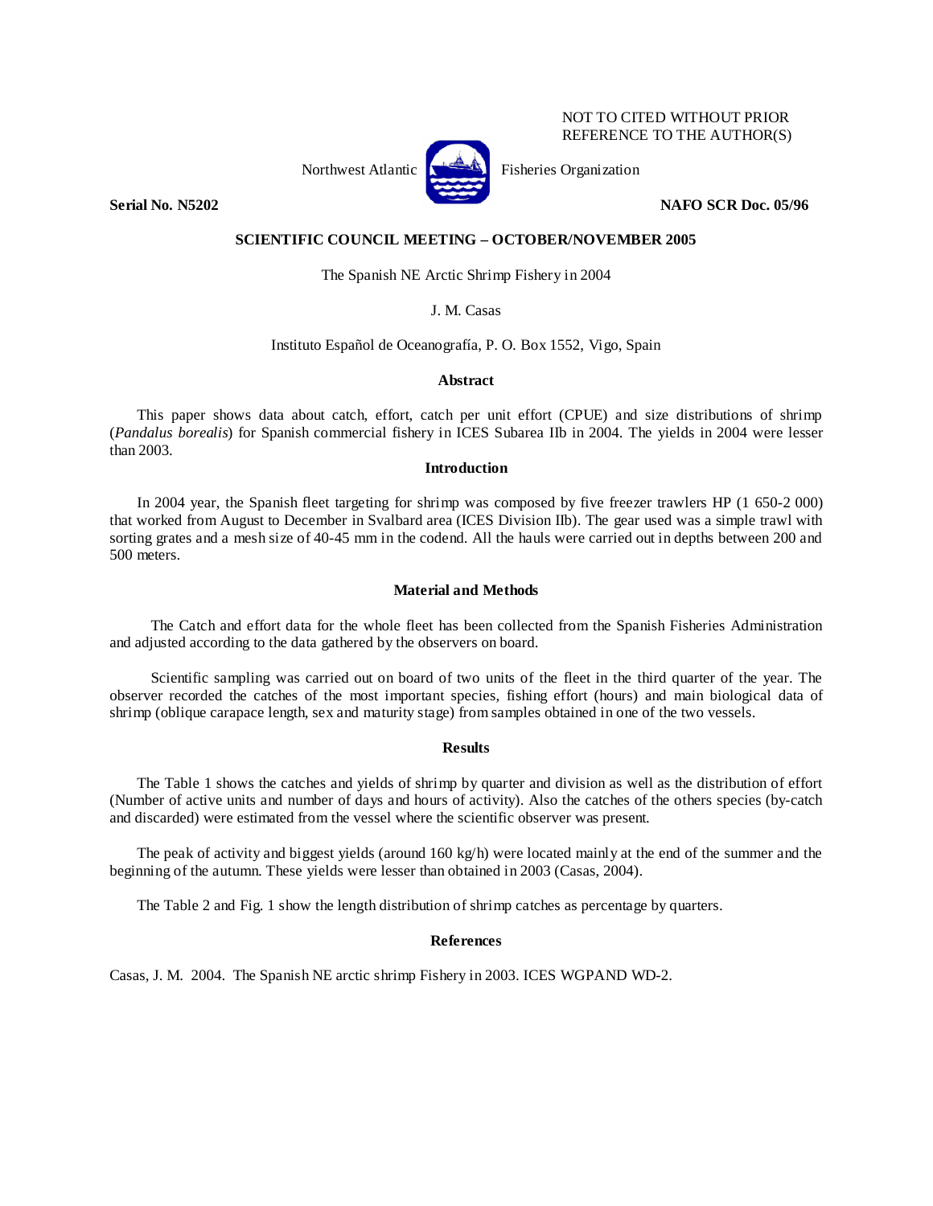NOT TO CITED WITHOUT PRIOR REFERENCE TO THE AUTHOR(S)

Northwest Atlantic Fisheries Organization

**Serial No. N5202** **NAFO SCR Doc. 05/96**

**SCIENTIFIC COUNCIL MEETING – OCTOBER/NOVEMBER 2005**

The Spanish NE Arctic Shrimp Fishery in 2004

J. M. Casas

Instituto Español de Oceanografía, P. O. Box 1552, Vigo, Spain

### Abstract

This paper shows data about catch, effort, catch per unit effort (CPUE) and size distributions of shrimp (*Pandalus borealis*) for Spanish commercial fishery in ICES Subarea IIb in 2004. The yields in 2004 were lesser than 2003.

### Introduction

In 2004 year, the Spanish fleet targeting for shrimp was composed by five freezer trawlers HP (1 650-2 000) that worked from August to December in Svalbard area (ICES Division IIb). The gear used was a simple trawl with sorting grates and a mesh size of 40-45 mm in the codend. All the hauls were carried out in depths between 200 and 500 meters.

### Material and Methods

The Catch and effort data for the whole fleet has been collected from the Spanish Fisheries Administration and adjusted according to the data gathered by the observers on board.

Scientific sampling was carried out on board of two units of the fleet in the third quarter of the year. The observer recorded the catches of the most important species, fishing effort (hours) and main biological data of shrimp (oblique carapace length, sex and maturity stage) from samples obtained in one of the two vessels.

### Results

The Table 1 shows the catches and yields of shrimp by quarter and division as well as the distribution of effort (Number of active units and number of days and hours of activity). Also the catches of the others species (by-catch and discarded) were estimated from the vessel where the scientific observer was present.

The peak of activity and biggest yields (around 160 kg/h) were located mainly at the end of the summer and the beginning of the autumn. These yields were lesser than obtained in 2003 (Casas, 2004).

The Table 2 and Fig. 1 show the length distribution of shrimp catches as percentage by quarters.

### References

Casas, J. M. 2004. The Spanish NE arctic shrimp Fishery in 2003. ICES WGPAND WD-2.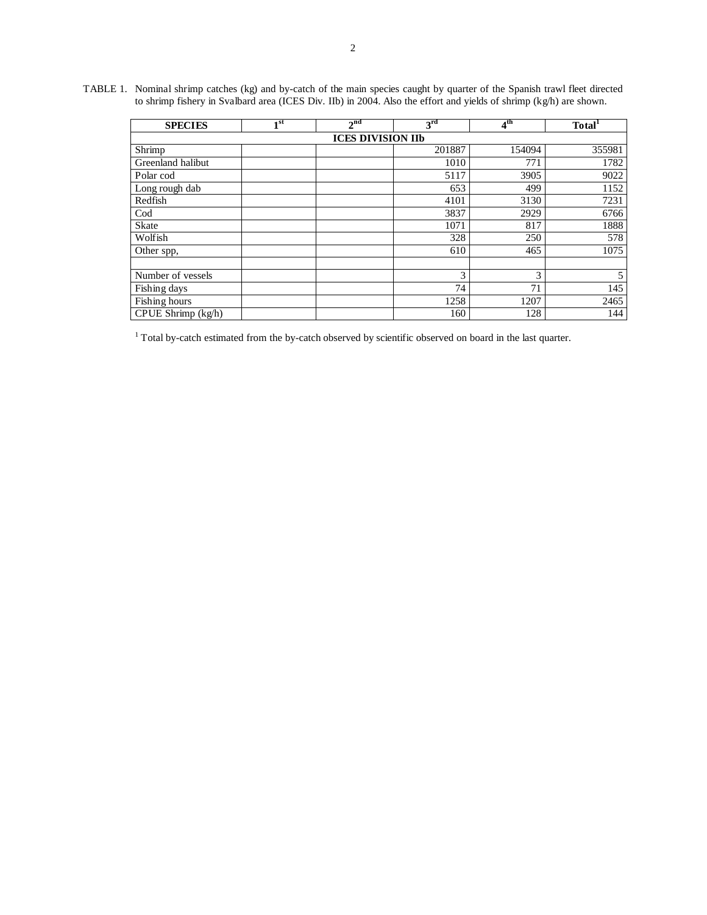TABLE 1. Nominal shrimp catches (kg) and by-catch of the main species caught by quarter of the Spanish trawl fleet directed to shrimp fishery in Svalbard area (ICES Div. IIb) in 2004. Also the effort and yields of shrimp (kg/h) are shown.

| SPECIES | 1st | 2nd | 3rd | 4th | Total[1] |
|---|---|---|---|---|---|
| **ICES DIVISION IIb** | | | | | |
| Shrimp | | | 201887 | 154094 | 355981 |
| Greenland halibut | | | 1010 | 771 | 1782 |
| Polar cod | | | 5117 | 3905 | 9022 |
| Long rough dab | | | 653 | 499 | 1152 |
| Redfish | | | 4101 | 3130 | 7231 |
| Cod | | | 3837 | 2929 | 6766 |
| Skate | | | 1071 | 817 | 1888 |
| Wolfish | | | 328 | 250 | 578 |
| Other spp, | | | 610 | 465 | 1075 |
| | | | | | |
| Number of vessels | | | 3 | 3 | 5 |
| Fishing days | | | 74 | 71 | 145 |
| Fishing hours | | | 1258 | 1207 | 2465 |
| CPUE Shrimp (kg/h) | | | 160 | 128 | 144 |

[1] Total by-catch estimated from the by-catch observed by scientific observed on board in the last quarter.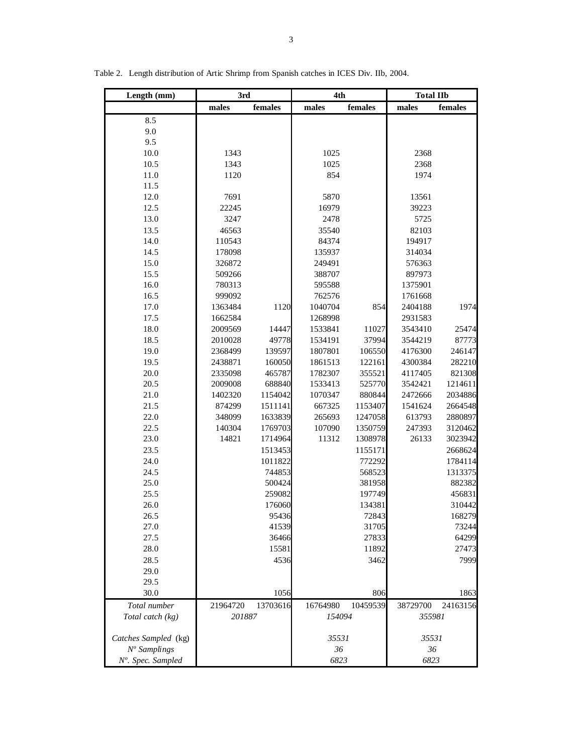Table 2. Length distribution of Artic Shrimp from Spanish catches in ICES Div. IIb, 2004.

| Length (mm) | 3rd | | 4th | | Total IIb | |
|---|---|---|---|---|---|---|
| | males | females | males | females | males | females |
| 8.5 | | | | | | |
| 9.0 | | | | | | |
| 9.5 | | | | | | |
| 10.0 | 1343 | | 1025 | | 2368 | |
| 10.5 | 1343 | | 1025 | | 2368 | |
| 11.0 | 1120 | | 854 | | 1974 | |
| 11.5 | | | | | | |
| 12.0 | 7691 | | 5870 | | 13561 | |
| 12.5 | 22245 | | 16979 | | 39223 | |
| 13.0 | 3247 | | 2478 | | 5725 | |
| 13.5 | 46563 | | 35540 | | 82103 | |
| 14.0 | 110543 | | 84374 | | 194917 | |
| 14.5 | 178098 | | 135937 | | 314034 | |
| 15.0 | 326872 | | 249491 | | 576363 | |
| 15.5 | 509266 | | 388707 | | 897973 | |
| 16.0 | 780313 | | 595588 | | 1375901 | |
| 16.5 | 999092 | | 762576 | | 1761668 | |
| 17.0 | 1363484 | 1120 | 1040704 | 854 | 2404188 | 1974 |
| 17.5 | 1662584 | | 1268998 | | 2931583 | |
| 18.0 | 2009569 | 14447 | 1533841 | 11027 | 3543410 | 25474 |
| 18.5 | 2010028 | 49778 | 1534191 | 37994 | 3544219 | 87773 |
| 19.0 | 2368499 | 139597 | 1807801 | 106550 | 4176300 | 246147 |
| 19.5 | 2438871 | 160050 | 1861513 | 122161 | 4300384 | 282210 |
| 20.0 | 2335098 | 465787 | 1782307 | 355521 | 4117405 | 821308 |
| 20.5 | 2009008 | 688840 | 1533413 | 525770 | 3542421 | 1214611 |
| 21.0 | 1402320 | 1154042 | 1070347 | 880844 | 2472666 | 2034886 |
| 21.5 | 874299 | 1511141 | 667325 | 1153407 | 1541624 | 2664548 |
| 22.0 | 348099 | 1633839 | 265693 | 1247058 | 613793 | 2880897 |
| 22.5 | 140304 | 1769703 | 107090 | 1350759 | 247393 | 3120462 |
| 23.0 | 14821 | 1714964 | 11312 | 1308978 | 26133 | 3023942 |
| 23.5 | | 1513453 | | 1155171 | | 2668624 |
| 24.0 | | 1011822 | | 772292 | | 1784114 |
| 24.5 | | 744853 | | 568523 | | 1313375 |
| 25.0 | | 500424 | | 381958 | | 882382 |
| 25.5 | | 259082 | | 197749 | | 456831 |
| 26.0 | | 176060 | | 134381 | | 310442 |
| 26.5 | | 95436 | | 72843 | | 168279 |
| 27.0 | | 41539 | | 31705 | | 73244 |
| 27.5 | | 36466 | | 27833 | | 64299 |
| 28.0 | | 15581 | | 11892 | | 27473 |
| 28.5 | | 4536 | | 3462 | | 7999 |
| 29.0 | | | | | | |
| 29.5 | | | | | | |
| 30.0 | | 1056 | | 806 | | 1863 |
| *Total number* | 21964720 | 13703616 | 16764980 | 10459539 | 38729700 | 24163156 |
| *Total catch (kg)* | *201887* | | *154094* | | *355981* | |
| *Catches Sampled (kg)* | | | *35531* | | *35531* | |
| *Nº Samplings* | | | *36* | | *36* | |
| *Nº. Spec. Sampled* | | | *6823* | | *6823* | |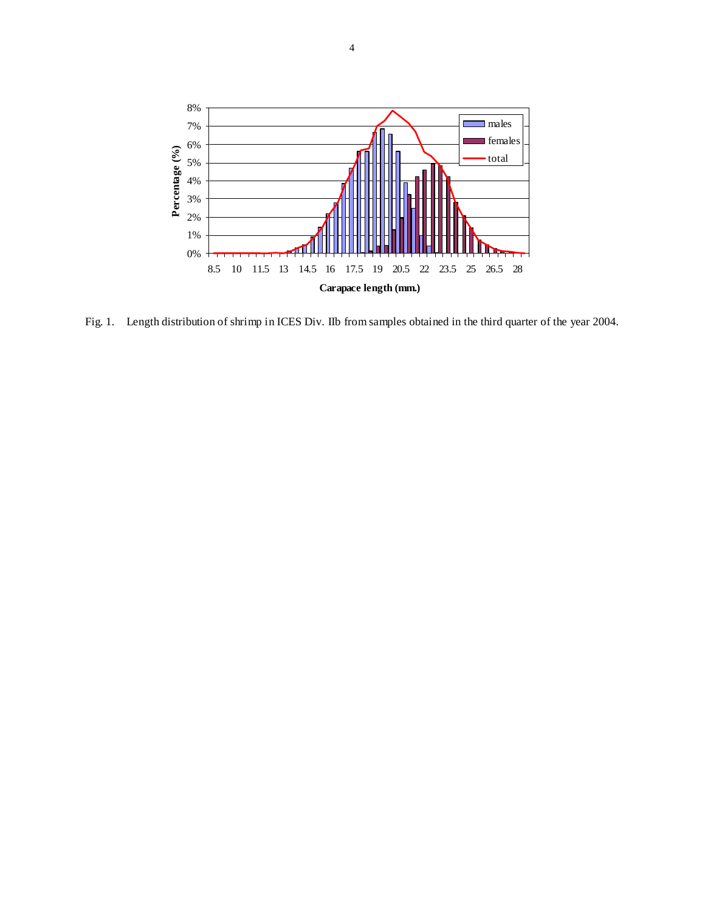8%
7%
6%
5%
4%
3%
2%
1%
0%

Percentage (%)

males
females
total

8.5 10 11.5 13 14.5 16 17.5 19 20.5 22 23.5 25 26.5 28

Carapace length (mm.)

Fig. 1. Length distribution of shrimp in ICES Div. IIb from samples obtained in the third quarter of the year 2004.